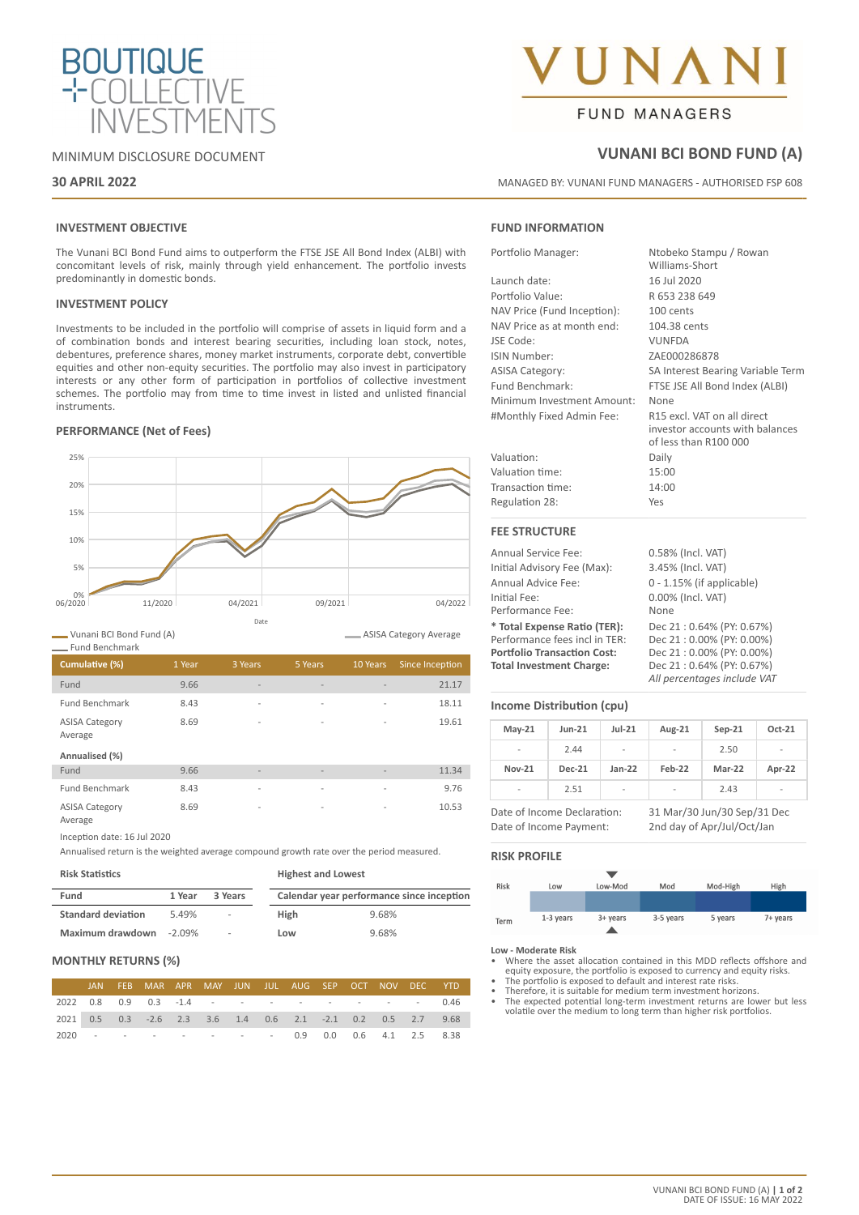# BOUTIQUE COLLECTIVE INVESTMENTS

# VUNANI FUND MANAGERS

MINIMUM DISCLOSURE DOCUMENT

**30 APRIL 2022**

## VUNANI BCI BOND FUND (A)

MANAGED BY: VUNANI FUND MANAGERS - AUTHORISED FSP 608

### INVESTMENT OBJECTIVE

The Vunani BCI Bond Fund aims to outperform the FTSE JSE All Bond Index (ALBI) with concomitant levels of risk, mainly through yield enhancement. The portfolio invests predominantly in domestic bonds.

### INVESTMENT POLICY

Investments to be included in the portfolio will comprise of assets in liquid form and a of combination bonds and interest bearing securities, including loan stock, notes, debentures, preference shares, money market instruments, corporate debt, convertible equities and other non-equity securities. The portfolio may also invest in participatory interests or any other form of participation in portfolios of collective investment schemes. The portfolio may from time to time invest in listed and unlisted financial instruments.

### PERFORMANCE (Net of Fees)

Vunani BCI Bond Fund (A) — ASISA Category Average — Fund Benchmark

| Cumulative (%) | 1 Year | 3 Years | 5 Years | 10 Years | Since Inception |
|---|---|---|---|---|---|
| Fund | 9.66 | - | - | - | 21.17 |
| Fund Benchmark | 8.43 | - | - | - | 18.11 |
| ASISA Category Average | 8.69 | - | - | - | 19.61 |
| **Annualised (%)** | | | | | |
| Fund | 9.66 | - | - | - | 11.34 |
| Fund Benchmark | 8.43 | - | - | - | 9.76 |
| ASISA Category Average | 8.69 | - | - | - | 10.53 |

Inception date: 16 Jul 2020

Annualised return is the weighted average compound growth rate over the period measured.

**Risk Statistics**

| Fund | 1 Year | 3 Years |
|---|---|---|
| Standard deviation | 5.49% | - |
| Maximum drawdown | -2.09% | - |

**Highest and Lowest**

| Calendar year performance since inception | |
|---|---|
| High | 9.68% |
| Low | 9.68% |

### MONTHLY RETURNS (%)

| | JAN | FEB | MAR | APR | MAY | JUN | JUL | AUG | SEP | OCT | NOV | DEC | YTD |
|---|---|---|---|---|---|---|---|---|---|---|---|---|---|
| 2022 | 0.8 | 0.9 | 0.3 | -1.4 | - | - | - | - | - | - | - | - | 0.46 |
| 2021 | 0.5 | 0.3 | -2.6 | 2.3 | 3.6 | 1.4 | 0.6 | 2.1 | -2.1 | 0.2 | 0.5 | 2.7 | 9.68 |
| 2020 | - | - | - | - | - | - | - | 0.9 | 0.0 | 0.6 | 4.1 | 2.5 | 8.38 |

### FUND INFORMATION

| | |
|---|---|
| Portfolio Manager: | Ntobeko Stampu / Rowan Williams-Short |
| Launch date: | 16 Jul 2020 |
| Portfolio Value: | R 653 238 649 |
| NAV Price (Fund Inception): | 100 cents |
| NAV Price as at month end: | 104.38 cents |
| JSE Code: | VUNFDA |
| ISIN Number: | ZAE000286878 |
| ASISA Category: | SA Interest Bearing Variable Term |
| Fund Benchmark: | FTSE JSE All Bond Index (ALBI) |
| Minimum Investment Amount: | None |
| #Monthly Fixed Admin Fee: | R15 excl. VAT on all direct investor accounts with balances of less than R100 000 |
| Valuation: | Daily |
| Valuation time: | 15:00 |
| Transaction time: | 14:00 |
| Regulation 28: | Yes |

### FEE STRUCTURE

| | |
|---|---|
| Annual Service Fee: | 0.58% (Incl. VAT) |
| Initial Advisory Fee (Max): | 3.45% (Incl. VAT) |
| Annual Advice Fee: | 0 - 1.15% (if applicable) |
| Initial Fee: | 0.00% (Incl. VAT) |
| Performance Fee: | None |
| **\* Total Expense Ratio (TER):** | Dec 21 : 0.64% (PY: 0.67%) |
| Performance fees incl in TER: | Dec 21 : 0.00% (PY: 0.00%) |
| **Portfolio Transaction Cost:** | Dec 21 : 0.00% (PY: 0.00%) |
| **Total Investment Charge:** | Dec 21 : 0.64% (PY: 0.67%) |
| | *All percentages include VAT* |

### Income Distribution (cpu)

| May-21 | Jun-21 | Jul-21 | Aug-21 | Sep-21 | Oct-21 |
|---|---|---|---|---|---|
| - | 2.44 | - | - | 2.50 | - |
| **Nov-21** | **Dec-21** | **Jan-22** | **Feb-22** | **Mar-22** | **Apr-22** |
| - | 2.51 | - | - | 2.43 | - |

| | |
|---|---|
| Date of Income Declaration: | 31 Mar/30 Jun/30 Sep/31 Dec |
| Date of Income Payment: | 2nd day of Apr/Jul/Oct/Jan |

### RISK PROFILE

| Risk | Low | Low-Mod | Mod | Mod-High | High |
|---|---|---|---|---|---|
| Term | 1-3 years | 3+ years | 3-5 years | 5 years | 7+ years |

**Low - Moderate Risk**

- Where the asset allocation contained in this MDD reflects offshore and equity exposure, the portfolio is exposed to currency and equity risks.
- The portfolio is exposed to default and interest rate risks.
- Therefore, it is suitable for medium term investment horizons.
- The expected potential long-term investment returns are lower but less volatile over the medium to long term than higher risk portfolios.

VUNANI BCI BOND FUND (A)
DATE OF ISSUE: 16 MAY 2022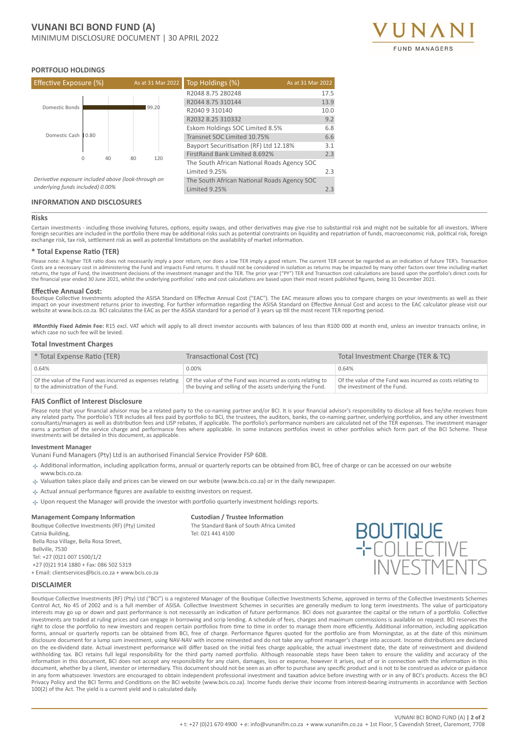# VUNANI BCI BOND FUND (A)

MINIMUM DISCLOSURE DOCUMENT | 30 APRIL 2022

VUNANI FUND MANAGERS

## PORTFOLIO HOLDINGS

**Effective Exposure (%)** As at 31 Mar 2022

Domestic Bonds 99.20

Domestic Cash 0.80

0 40 80 120

*Derivative exposure included above (look-through on underlying funds included) 0.00%*

| Top Holdings (%) | As at 31 Mar 2022 |
|---|---|
| R2048 8.75 280248 | 17.5 |
| R2044 8.75 310144 | 13.9 |
| R2040 9 310140 | 10.0 |
| R2032 8.25 310332 | 9.2 |
| Eskom Holdings SOC Limited 8.5% | 6.8 |
| Transnet SOC Limited 10.75% | 6.6 |
| Bayport Securitisation (RF) Ltd 12.18% | 3.1 |
| FirstRand Bank Limited 8.692% | 2.3 |
| The South African National Roads Agency SOC Limited 9.25% | 2.3 |
| The South African National Roads Agency SOC Limited 9.25% | 2.3 |

## INFORMATION AND DISCLOSURES

### Risks

Certain investments - including those involving futures, options, equity swaps, and other derivatives may give rise to substantial risk and might not be suitable for all investors. Where foreign securities are included in the portfolio there may be additional risks such as potential constraints on liquidity and repatriation of funds, macroeconomic risk, political risk, foreign exchange risk, tax risk, settlement risk as well as potential limitations on the availability of market information.

### * Total Expense Ratio (TER)

Please note: A higher TER ratio does not necessarily imply a poor return, nor does a low TER imply a good return. The current TER cannot be regarded as an indication of future TER's. Transaction Costs are a necessary cost in administering the Fund and impacts Fund returns. It should not be considered in isolation as returns may be impacted by many other factors over time including market returns, the type of Fund, the investment decisions of the investment manager and the TER. The prior year ("PY") TER and Transaction cost calculations are based upon the portfolio's direct costs for the financial year ended 30 June 2021, whilst the underlying portfolios' ratio and cost calculations are based upon their most recent published figures, being 31 December 2021.

### Effective Annual Cost:

Boutique Collective Investments adopted the ASISA Standard on Effective Annual Cost ("EAC"). The EAC measure allows you to compare charges on your investments as well as their impact on your investment returns prior to investing. For further information regarding the ASISA Standard on Effective Annual Cost and access to the EAC calculator please visit our website at www.bcis.co.za. BCI calculates the EAC as per the ASISA standard for a period of 3 years up till the most recent TER reporting period.

**#Monthly Fixed Admin Fee:** R15 excl. VAT which will apply to all direct investor accounts with balances of less than R100 000 at month end, unless an investor transacts online, in which case no such fee will be levied.

### Total Investment Charges

| * Total Expense Ratio (TER) | Transactional Cost (TC) | Total Investment Charge (TER & TC) |
|---|---|---|
| 0.64% | 0.00% | 0.64% |
| Of the value of the Fund was incurred as expenses relating to the administration of the Fund. | Of the value of the Fund was incurred as costs relating to the buying and selling of the assets underlying the Fund. | Of the value of the Fund was incurred as costs relating to the investment of the Fund. |

### FAIS Conflict of Interest Disclosure

Please note that your financial advisor may be a related party to the co-naming partner and/or BCI. It is your financial advisor's responsibility to disclose all fees he/she receives from any related party. The portfolio's TER includes all fees paid by portfolio to BCI, the trustees, the auditors, banks, the co-naming partner, underlying portfolios, and any other investment consultants/managers as well as distribution fees and LISP rebates, if applicable. The portfolio's performance numbers are calculated net of the TER expenses. The investment manager earns a portion of the service charge and performance fees where applicable. In some instances portfolios invest in other portfolios which form part of the BCI Scheme. These investments will be detailed in this document, as applicable.

#### Investment Manager

Vunani Fund Managers (Pty) Ltd is an authorised Financial Service Provider FSP 608.

- Additional information, including application forms, annual or quarterly reports can be obtained from BCI, free of charge or can be accessed on our website www.bcis.co.za.
- Valuation takes place daily and prices can be viewed on our website (www.bcis.co.za) or in the daily newspaper.
- Actual annual performance figures are available to existing investors on request.
- Upon request the Manager will provide the investor with portfolio quarterly investment holdings reports.

#### Management Company Information

Boutique Collective Investments (RF) (Pty) Limited
Catnia Building,
Bella Rosa Village, Bella Rosa Street,
Bellville, 7530
Tel: +27 (0)21 007 1500/1/2
+27 (0)21 914 1880 + Fax: 086 502 5319
+ Email: clientservices@bcis.co.za + www.bcis.co.za

#### Custodian / Trustee Information

The Standard Bank of South Africa Limited
Tel: 021 441 4100

BOUTIQUE COLLECTIVE INVESTMENTS

## DISCLAIMER

Boutique Collective Investments (RF) (Pty) Ltd ("BCI") is a registered Manager of the Boutique Collective Investments Scheme, approved in terms of the Collective Investments Schemes Control Act, No 45 of 2002 and is a full member of ASISA. Collective Investment Schemes in securities are generally medium to long term investments. The value of participatory interests may go up or down and past performance is not necessarily an indication of future performance. BCI does not guarantee the capital or the return of a portfolio. Collective Investments are traded at ruling prices and can engage in borrowing and scrip lending. A schedule of fees, charges and maximum commissions is available on request. BCI reserves the right to close the portfolio to new investors and reopen certain portfolios from time to time in order to manage them more efficiently. Additional information, including application forms, annual or quarterly reports can be obtained from BCI, free of charge. Performance figures quoted for the portfolio are from Morningstar, as at the date of this minimum disclosure document for a lump sum investment, using NAV-NAV with income reinvested and do not take any upfront manager's charge into account. Income distributions are declared on the ex-dividend date. Actual investment performance will differ based on the initial fees charge applicable, the actual investment date, the date of reinvestment and dividend withholding tax. BCI retains full legal responsibility for the third party named portfolio. Although reasonable steps have been taken to ensure the validity and accuracy of the information in this document, BCI does not accept any responsibility for any claim, damages, loss or expense, however it arises, out of or in connection with the information in this document, whether by a client, investor or intermediary. This document should not be seen as an offer to purchase any specific product and is not to be construed as advice or guidance in any form whatsoever. Investors are encouraged to obtain independent professional investment and taxation advice before investing with or in any of BCI's products. Access the BCI Privacy Policy and the BCI Terms and Conditions on the BCI website (www.bcis.co.za). Income funds derive their income from interest-bearing instruments in accordance with Section 100(2) of the Act. The yield is a current yield and is calculated daily.

+ t: +27 (0)21 670 4900 + e: info@vunanifm.co.za + www.vunanifm.co.za + 1st Floor, 5 Cavendish Street, Claremont, 7708